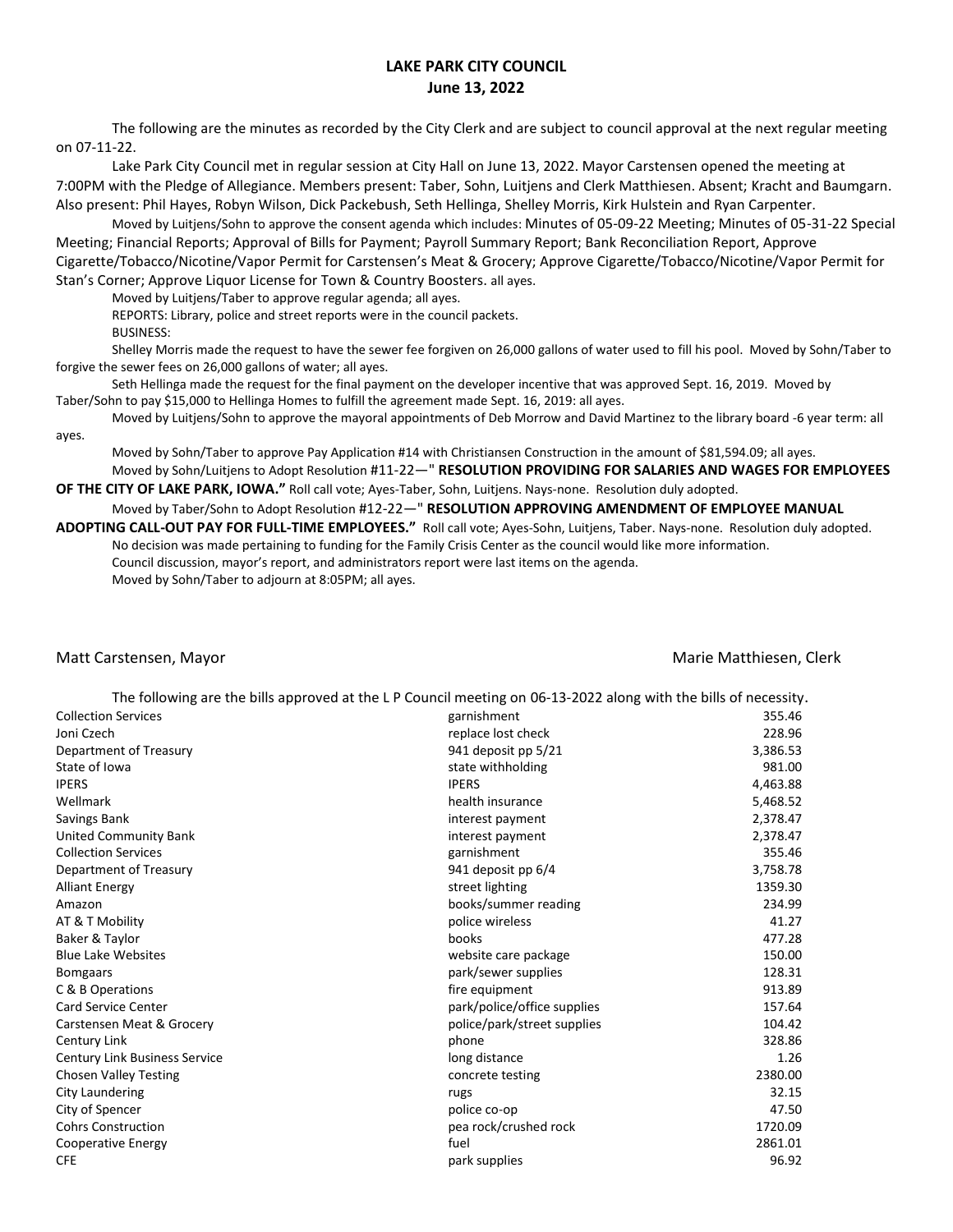# LAKE PARK CITY COUNCIL
## June 13, 2022

The following are the minutes as recorded by the City Clerk and are subject to council approval at the next regular meeting on 07-11-22.

Lake Park City Council met in regular session at City Hall on June 13, 2022. Mayor Carstensen opened the meeting at 7:00PM with the Pledge of Allegiance. Members present: Taber, Sohn, Luitjens and Clerk Matthiesen. Absent; Kracht and Baumgarn. Also present: Phil Hayes, Robyn Wilson, Dick Packebush, Seth Hellinga, Shelley Morris, Kirk Hulstein and Ryan Carpenter.

Moved by Luitjens/Sohn to approve the consent agenda which includes: Minutes of 05-09-22 Meeting; Minutes of 05-31-22 Special Meeting; Financial Reports; Approval of Bills for Payment; Payroll Summary Report; Bank Reconciliation Report, Approve Cigarette/Tobacco/Nicotine/Vapor Permit for Carstensen's Meat & Grocery; Approve Cigarette/Tobacco/Nicotine/Vapor Permit for Stan's Corner; Approve Liquor License for Town & Country Boosters. all ayes.

Moved by Luitjens/Taber to approve regular agenda; all ayes.

REPORTS: Library, police and street reports were in the council packets.

BUSINESS:

Shelley Morris made the request to have the sewer fee forgiven on 26,000 gallons of water used to fill his pool. Moved by Sohn/Taber to forgive the sewer fees on 26,000 gallons of water; all ayes.

Seth Hellinga made the request for the final payment on the developer incentive that was approved Sept. 16, 2019. Moved by Taber/Sohn to pay $15,000 to Hellinga Homes to fulfill the agreement made Sept. 16, 2019: all ayes.

Moved by Luitjens/Sohn to approve the mayoral appointments of Deb Morrow and David Martinez to the library board -6 year term: all ayes.

Moved by Sohn/Taber to approve Pay Application #14 with Christiansen Construction in the amount of $81,594.09; all ayes.

Moved by Sohn/Luitjens to Adopt Resolution #11-22—" **RESOLUTION PROVIDING FOR SALARIES AND WAGES FOR EMPLOYEES OF THE CITY OF LAKE PARK, IOWA."** Roll call vote; Ayes-Taber, Sohn, Luitjens. Nays-none. Resolution duly adopted.

Moved by Taber/Sohn to Adopt Resolution #12-22—" **RESOLUTION APPROVING AMENDMENT OF EMPLOYEE MANUAL ADOPTING CALL-OUT PAY FOR FULL-TIME EMPLOYEES."** Roll call vote; Ayes-Sohn, Luitjens, Taber. Nays-none. Resolution duly adopted.

No decision was made pertaining to funding for the Family Crisis Center as the council would like more information.

Council discussion, mayor's report, and administrators report were last items on the agenda.

Moved by Sohn/Taber to adjourn at 8:05PM; all ayes.

Matt Carstensen, Mayor | Marie Matthiesen, Clerk

The following are the bills approved at the L P Council meeting on 06-13-2022 along with the bills of necessity.

| | | |
|---|---|---|
| Collection Services | garnishment | 355.46 |
| Joni Czech | replace lost check | 228.96 |
| Department of Treasury | 941 deposit pp 5/21 | 3,386.53 |
| State of Iowa | state withholding | 981.00 |
| IPERS | IPERS | 4,463.88 |
| Wellmark | health insurance | 5,468.52 |
| Savings Bank | interest payment | 2,378.47 |
| United Community Bank | interest payment | 2,378.47 |
| Collection Services | garnishment | 355.46 |
| Department of Treasury | 941 deposit pp 6/4 | 3,758.78 |
| Alliant Energy | street lighting | 1359.30 |
| Amazon | books/summer reading | 234.99 |
| AT & T Mobility | police wireless | 41.27 |
| Baker & Taylor | books | 477.28 |
| Blue Lake Websites | website care package | 150.00 |
| Bomgaars | park/sewer supplies | 128.31 |
| C & B Operations | fire equipment | 913.89 |
| Card Service Center | park/police/office supplies | 157.64 |
| Carstensen Meat & Grocery | police/park/street supplies | 104.42 |
| Century Link | phone | 328.86 |
| Century Link Business Service | long distance | 1.26 |
| Chosen Valley Testing | concrete testing | 2380.00 |
| City Laundering | rugs | 32.15 |
| City of Spencer | police co-op | 47.50 |
| Cohrs Construction | pea rock/crushed rock | 1720.09 |
| Cooperative Energy | fuel | 2861.01 |
| CFE | park supplies | 96.92 |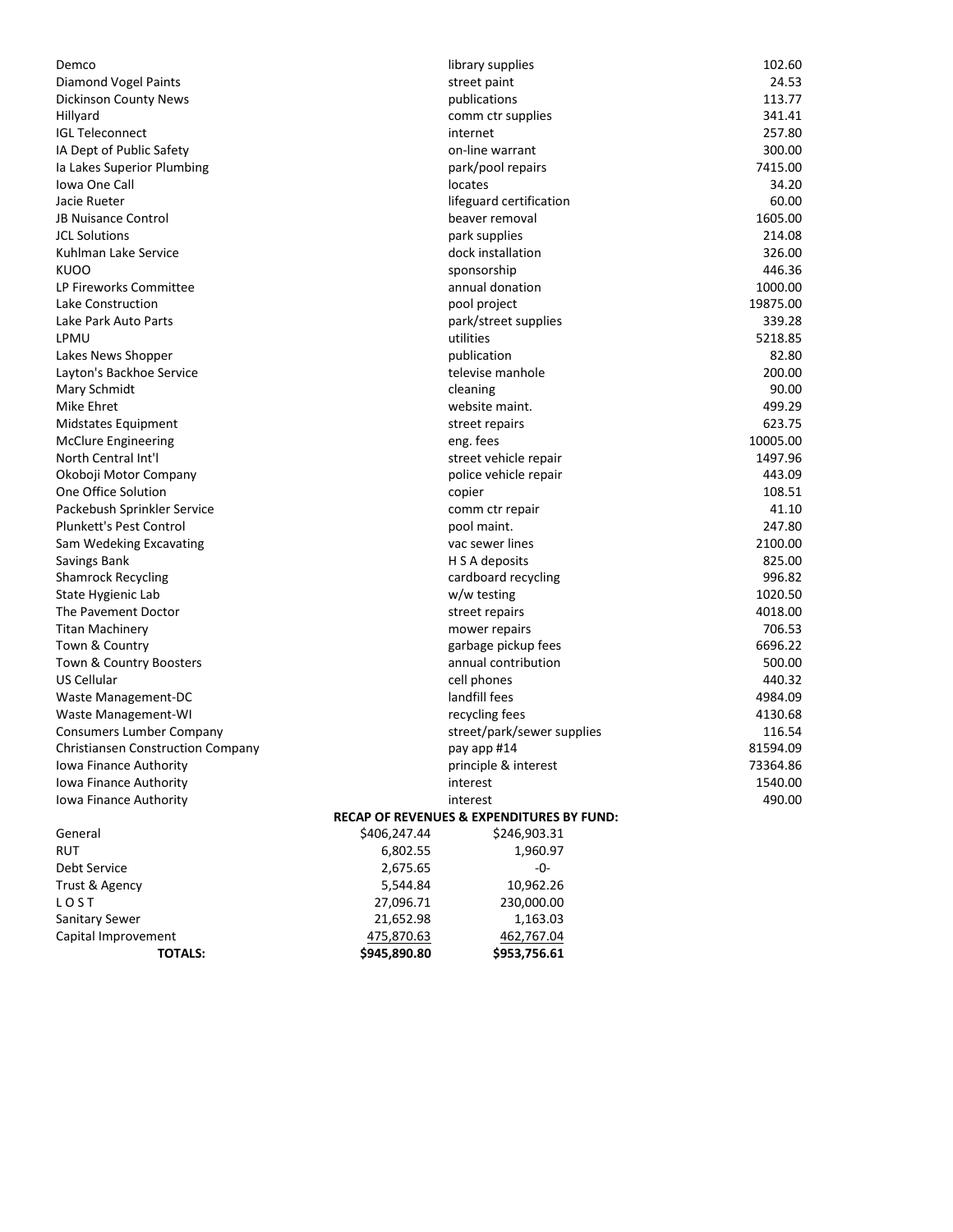| | | |
|---|---|---|
| Demco | library supplies | 102.60 |
| Diamond Vogel Paints | street paint | 24.53 |
| Dickinson County News | publications | 113.77 |
| Hillyard | comm ctr supplies | 341.41 |
| IGL Teleconnect | internet | 257.80 |
| IA Dept of Public Safety | on-line warrant | 300.00 |
| Ia Lakes Superior Plumbing | park/pool repairs | 7415.00 |
| Iowa One Call | locates | 34.20 |
| Jacie Rueter | lifeguard certification | 60.00 |
| JB Nuisance Control | beaver removal | 1605.00 |
| JCL Solutions | park supplies | 214.08 |
| Kuhlman Lake Service | dock installation | 326.00 |
| KUOO | sponsorship | 446.36 |
| LP Fireworks Committee | annual donation | 1000.00 |
| Lake Construction | pool project | 19875.00 |
| Lake Park Auto Parts | park/street supplies | 339.28 |
| LPMU | utilities | 5218.85 |
| Lakes News Shopper | publication | 82.80 |
| Layton's Backhoe Service | televise manhole | 200.00 |
| Mary Schmidt | cleaning | 90.00 |
| Mike Ehret | website maint. | 499.29 |
| Midstates Equipment | street repairs | 623.75 |
| McClure Engineering | eng. fees | 10005.00 |
| North Central Int'l | street vehicle repair | 1497.96 |
| Okoboji Motor Company | police vehicle repair | 443.09 |
| One Office Solution | copier | 108.51 |
| Packebush Sprinkler Service | comm ctr repair | 41.10 |
| Plunkett's Pest Control | pool maint. | 247.80 |
| Sam Wedeking Excavating | vac sewer lines | 2100.00 |
| Savings Bank | H S A deposits | 825.00 |
| Shamrock Recycling | cardboard recycling | 996.82 |
| State Hygienic Lab | w/w testing | 1020.50 |
| The Pavement Doctor | street repairs | 4018.00 |
| Titan Machinery | mower repairs | 706.53 |
| Town & Country | garbage pickup fees | 6696.22 |
| Town & Country Boosters | annual contribution | 500.00 |
| US Cellular | cell phones | 440.32 |
| Waste Management-DC | landfill fees | 4984.09 |
| Waste Management-WI | recycling fees | 4130.68 |
| Consumers Lumber Company | street/park/sewer supplies | 116.54 |
| Christiansen Construction Company | pay app #14 | 81594.09 |
| Iowa Finance Authority | principle & interest | 73364.86 |
| Iowa Finance Authority | interest | 1540.00 |
| Iowa Finance Authority | interest | 490.00 |

**RECAP OF REVENUES & EXPENDITURES BY FUND:**

| | | |
|---|---|---|
| General | $406,247.44 | $246,903.31 |
| RUT | 6,802.55 | 1,960.97 |
| Debt Service | 2,675.65 | -0- |
| Trust & Agency | 5,544.84 | 10,962.26 |
| L O S T | 27,096.71 | 230,000.00 |
| Sanitary Sewer | 21,652.98 | 1,163.03 |
| Capital Improvement | 475,870.63 | 462,767.04 |
| **TOTALS:** | **$945,890.80** | **$953,756.61** |